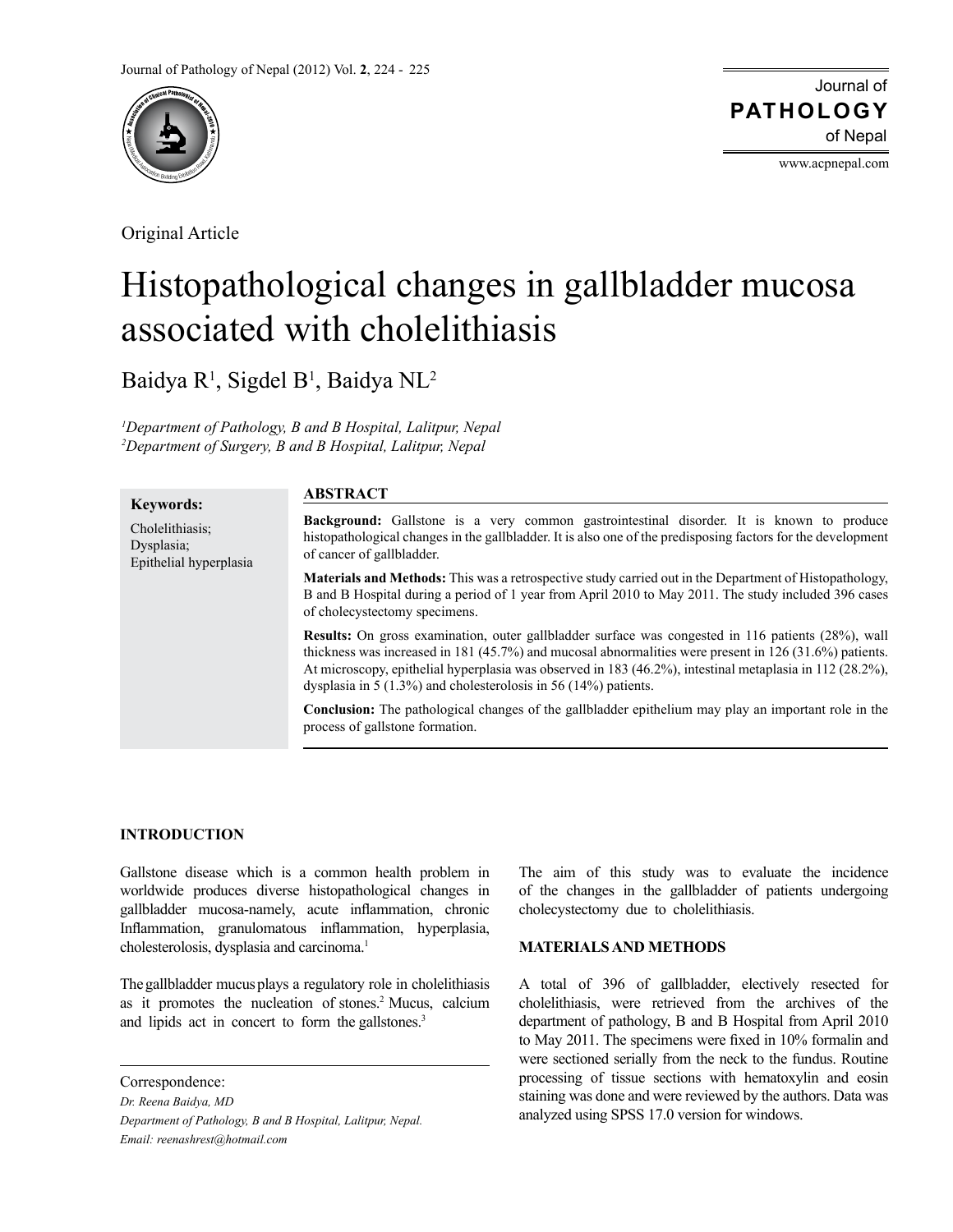Original Article

# Histopathological changes in gallbladder mucosa associated with cholelithiasis

Baidya R[1], Sigdel B[1], Baidya NL[2]

*[1]Department of Pathology, B and B Hospital, Lalitpur, Nepal*
*[2]Department of Surgery, B and B Hospital, Lalitpur, Nepal*

**Keywords:**

Cholelithiasis;
Dysplasia;
Epithelial hyperplasia

## ABSTRACT

**Background:** Gallstone is a very common gastrointestinal disorder. It is known to produce histopathological changes in the gallbladder. It is also one of the predisposing factors for the development of cancer of gallbladder.

**Materials and Methods:** This was a retrospective study carried out in the Department of Histopathology, B and B Hospital during a period of 1 year from April 2010 to May 2011. The study included 396 cases of cholecystectomy specimens.

**Results:** On gross examination, outer gallbladder surface was congested in 116 patients (28%), wall thickness was increased in 181 (45.7%) and mucosal abnormalities were present in 126 (31.6%) patients. At microscopy, epithelial hyperplasia was observed in 183 (46.2%), intestinal metaplasia in 112 (28.2%), dysplasia in 5 (1.3%) and cholesterolosis in 56 (14%) patients.

**Conclusion:** The pathological changes of the gallbladder epithelium may play an important role in the process of gallstone formation.

## INTRODUCTION

Gallstone disease which is a common health problem in worldwide produces diverse histopathological changes in gallbladder mucosa-namely, acute inflammation, chronic Inflammation, granulomatous inflammation, hyperplasia, cholesterolosis, dysplasia and carcinoma.[1]

The gallbladder mucus plays a regulatory role in cholelithiasis as it promotes the nucleation of stones.[2] Mucus, calcium and lipids act in concert to form the gallstones.[3]

The aim of this study was to evaluate the incidence of the changes in the gallbladder of patients undergoing cholecystectomy due to cholelithiasis.

## MATERIALS AND METHODS

A total of 396 of gallbladder, electively resected for cholelithiasis, were retrieved from the archives of the department of pathology, B and B Hospital from April 2010 to May 2011. The specimens were fixed in 10% formalin and were sectioned serially from the neck to the fundus. Routine processing of tissue sections with hematoxylin and eosin staining was done and were reviewed by the authors. Data was analyzed using SPSS 17.0 version for windows.

Correspondence:
*Dr. Reena Baidya, MD*
*Department of Pathology, B and B Hospital, Lalitpur, Nepal.*
*Email: reenashrest@hotmail.com*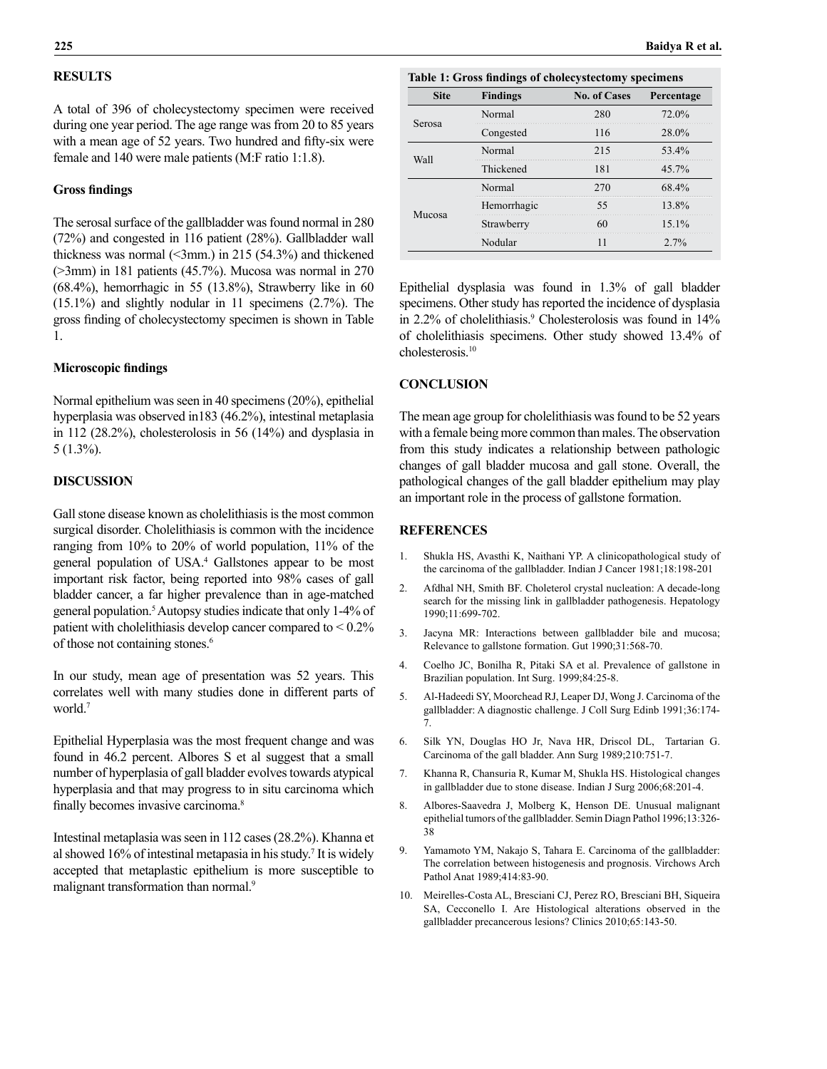## RESULTS

A total of 396 of cholecystectomy specimen were received during one year period. The age range was from 20 to 85 years with a mean age of 52 years. Two hundred and fifty-six were female and 140 were male patients (M:F ratio 1:1.8).

### Gross findings

The serosal surface of the gallbladder was found normal in 280 (72%) and congested in 116 patient (28%). Gallbladder wall thickness was normal (<3mm.) in 215 (54.3%) and thickened (>3mm) in 181 patients (45.7%). Mucosa was normal in 270 (68.4%), hemorrhagic in 55 (13.8%), Strawberry like in 60 (15.1%) and slightly nodular in 11 specimens (2.7%). The gross finding of cholecystectomy specimen is shown in Table 1.

**Table 1: Gross findings of cholecystectomy specimens**

| Site | Findings | No. of Cases | Percentage |
|---|---|---|---|
| Serosa | Normal | 280 | 72.0% |
| | Congested | 116 | 28.0% |
| Wall | Normal | 215 | 53.4% |
| | Thickened | 181 | 45.7% |
| Mucosa | Normal | 270 | 68.4% |
| | Hemorrhagic | 55 | 13.8% |
| | Strawberry | 60 | 15.1% |
| | Nodular | 11 | 2.7% |

### Microscopic findings

Normal epithelium was seen in 40 specimens (20%), epithelial hyperplasia was observed in183 (46.2%), intestinal metaplasia in 112 (28.2%), cholesterolosis in 56 (14%) and dysplasia in 5 (1.3%).

## DISCUSSION

Gall stone disease known as cholelithiasis is the most common surgical disorder. Cholelithiasis is common with the incidence ranging from 10% to 20% of world population, 11% of the general population of USA.[4] Gallstones appear to be most important risk factor, being reported into 98% cases of gall bladder cancer, a far higher prevalence than in age-matched general population.[5] Autopsy studies indicate that only 1-4% of patient with cholelithiasis develop cancer compared to < 0.2% of those not containing stones.[6]

In our study, mean age of presentation was 52 years. This correlates well with many studies done in different parts of world.[7]

Epithelial Hyperplasia was the most frequent change and was found in 46.2 percent. Albores S et al suggest that a small number of hyperplasia of gall bladder evolves towards atypical hyperplasia and that may progress to in situ carcinoma which finally becomes invasive carcinoma.[8]

Intestinal metaplasia was seen in 112 cases (28.2%). Khanna et al showed 16% of intestinal metapasia in his study.[7] It is widely accepted that metaplastic epithelium is more susceptible to malignant transformation than normal.[9]

Epithelial dysplasia was found in 1.3% of gall bladder specimens. Other study has reported the incidence of dysplasia in 2.2% of cholelithiasis.[9] Cholesterolosis was found in 14% of cholelithiasis specimens. Other study showed 13.4% of cholesterosis.[10]

## CONCLUSION

The mean age group for cholelithiasis was found to be 52 years with a female being more common than males. The observation from this study indicates a relationship between pathologic changes of gall bladder mucosa and gall stone. Overall, the pathological changes of the gall bladder epithelium may play an important role in the process of gallstone formation.

## REFERENCES

1. Shukla HS, Avasthi K, Naithani YP. A clinicopathological study of the carcinoma of the gallbladder. Indian J Cancer 1981;18:198-201
2. Afdhal NH, Smith BF. Choleterol crystal nucleation: A decade-long search for the missing link in gallbladder pathogenesis. Hepatology 1990;11:699-702.
3. Jacyna MR: Interactions between gallbladder bile and mucosa; Relevance to gallstone formation. Gut 1990;31:568-70.
4. Coelho JC, Bonilha R, Pitaki SA et al. Prevalence of gallstone in Brazilian population. Int Surg. 1999;84:25-8.
5. Al-Hadeedi SY, Moorchead RJ, Leaper DJ, Wong J. Carcinoma of the gallbladder: A diagnostic challenge. J Coll Surg Edinb 1991;36:174-7.
6. Silk YN, Douglas HO Jr, Nava HR, Driscol DL, Tartarian G. Carcinoma of the gall bladder. Ann Surg 1989;210:751-7.
7. Khanna R, Chansuria R, Kumar M, Shukla HS. Histological changes in gallbladder due to stone disease. Indian J Surg 2006;68:201-4.
8. Albores-Saavedra J, Molberg K, Henson DE. Unusual malignant epithelial tumors of the gallbladder. Semin Diagn Pathol 1996;13:326-38
9. Yamamoto YM, Nakajo S, Tahara E. Carcinoma of the gallbladder: The correlation between histogenesis and prognosis. Virchows Arch Pathol Anat 1989;414:83-90.
10. Meirelles-Costa AL, Bresciani CJ, Perez RO, Bresciani BH, Siqueira SA, Cecconello I. Are Histological alterations observed in the gallbladder precancerous lesions? Clinics 2010;65:143-50.